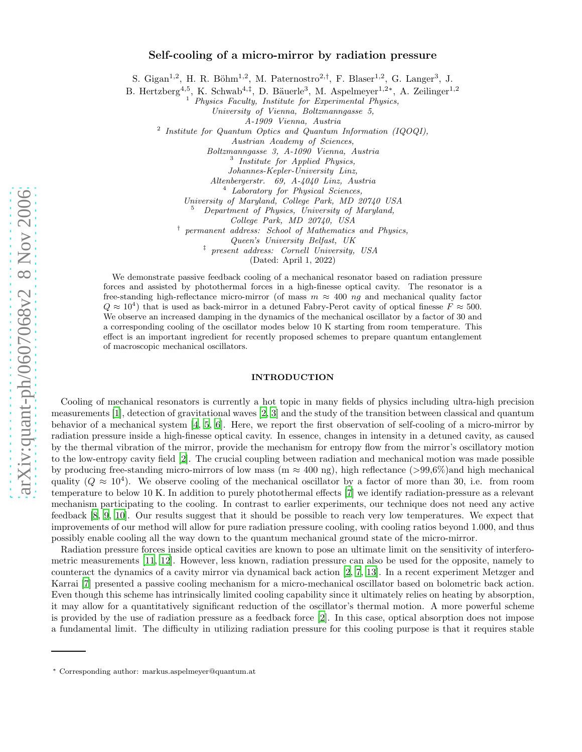# Self-cooling of a micro-mirror by radiation pressure

S. Gigan[1,2], H. R. Böhm[1,2], M. Paternostro[2,†], F. Blaser[1,2], G. Langer[3], J. B. Hertzberg[4,5], K. Schwab[4,‡], D. Bäuerle[3], M. Aspelmeyer[1,2*], A. Zeilinger[1,2]

[1] *Physics Faculty, Institute for Experimental Physics, University of Vienna, Boltzmanngasse 5, A-1909 Vienna, Austria*

[2] *Institute for Quantum Optics and Quantum Information (IQOQI), Austrian Academy of Sciences, Boltzmanngasse 3, A-1090 Vienna, Austria*

[3] *Institute for Applied Physics, Johannes-Kepler-University Linz, Altenbergerstr. 69, A-4040 Linz, Austria*

[4] *Laboratory for Physical Sciences, University of Maryland, College Park, MD 20740 USA*

[5] *Department of Physics, University of Maryland, College Park, MD 20740, USA*

[†] *permanent address: School of Mathematics and Physics, Queen's University Belfast, UK*

[‡] *present address: Cornell University, USA*

(Dated: April 1, 2022)

We demonstrate passive feedback cooling of a mechanical resonator based on radiation pressure forces and assisted by photothermal forces in a high-finesse optical cavity. The resonator is a free-standing high-reflectance micro-mirror (of mass $m \approx 400$ $ng$ and mechanical quality factor $Q \approx 10^4$) that is used as back-mirror in a detuned Fabry-Perot cavity of optical finesse $F \approx 500$. We observe an increased damping in the dynamics of the mechanical oscillator by a factor of 30 and a corresponding cooling of the oscillator modes below 10 K starting from room temperature. This effect is an important ingredient for recently proposed schemes to prepare quantum entanglement of macroscopic mechanical oscillators.

## INTRODUCTION

Cooling of mechanical resonators is currently a hot topic in many fields of physics including ultra-high precision measurements [1], detection of gravitational waves [2, 3] and the study of the transition between classical and quantum behavior of a mechanical system [4, 5, 6]. Here, we report the first observation of self-cooling of a micro-mirror by radiation pressure inside a high-finesse optical cavity. In essence, changes in intensity in a detuned cavity, as caused by the thermal vibration of the mirror, provide the mechanism for entropy flow from the mirror's oscillatory motion to the low-entropy cavity field [2]. The crucial coupling between radiation and mechanical motion was made possible by producing free-standing micro-mirrors of low mass (m ≈ 400 ng), high reflectance (>99,6%)and high mechanical quality ($Q \approx 10^4$). We observe cooling of the mechanical oscillator by a factor of more than 30, i.e. from room temperature to below 10 K. In addition to purely photothermal effects [7] we identify radiation-pressure as a relevant mechanism participating to the cooling. In contrast to earlier experiments, our technique does not need any active feedback [8, 9, 10]. Our results suggest that it should be possible to reach very low temperatures. We expect that improvements of our method will allow for pure radiation pressure cooling, with cooling ratios beyond 1.000, and thus possibly enable cooling all the way down to the quantum mechanical ground state of the micro-mirror.

Radiation pressure forces inside optical cavities are known to pose an ultimate limit on the sensitivity of interferometric measurements [11, 12]. However, less known, radiation pressure can also be used for the opposite, namely to counteract the dynamics of a cavity mirror via dynamical back action [2, 7, 13]. In a recent experiment Metzger and Karrai [7] presented a passive cooling mechanism for a micro-mechanical oscillator based on bolometric back action. Even though this scheme has intrinsically limited cooling capability since it ultimately relies on heating by absorption, it may allow for a quantitatively significant reduction of the oscillator's thermal motion. A more powerful scheme is provided by the use of radiation pressure as a feedback force [2]. In this case, optical absorption does not impose a fundamental limit. The difficulty in utilizing radiation pressure for this cooling purpose is that it requires stable

---

* Corresponding author: markus.aspelmeyer@quantum.at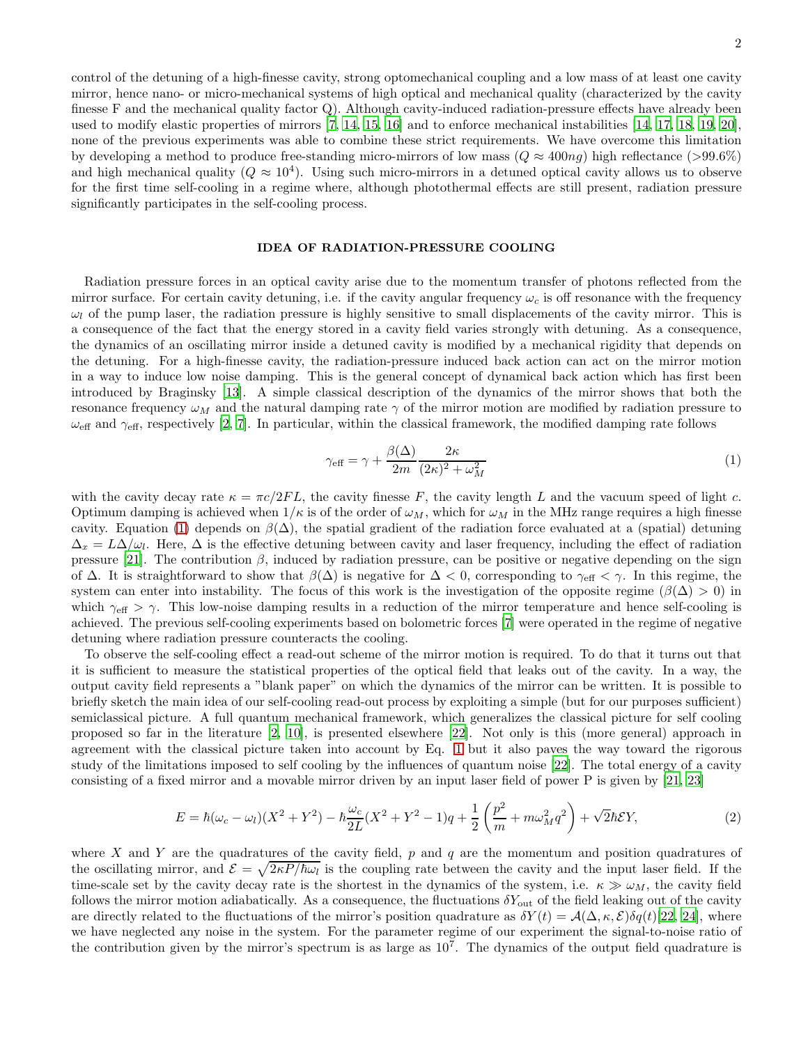control of the detuning of a high-finesse cavity, strong optomechanical coupling and a low mass of at least one cavity mirror, hence nano- or micro-mechanical systems of high optical and mechanical quality (characterized by the cavity finesse F and the mechanical quality factor Q). Although cavity-induced radiation-pressure effects have already been used to modify elastic properties of mirrors [7, 14, 15, 16] and to enforce mechanical instabilities [14, 17, 18, 19, 20], none of the previous experiments was able to combine these strict requirements. We have overcome this limitation by developing a method to produce free-standing micro-mirrors of low mass ($Q \approx 400ng$) high reflectance (>99.6%) and high mechanical quality ($Q \approx 10^4$). Using such micro-mirrors in a detuned optical cavity allows us to observe for the first time self-cooling in a regime where, although photothermal effects are still present, radiation pressure significantly participates in the self-cooling process.

## IDEA OF RADIATION-PRESSURE COOLING

Radiation pressure forces in an optical cavity arise due to the momentum transfer of photons reflected from the mirror surface. For certain cavity detuning, i.e. if the cavity angular frequency $\omega_c$ is off resonance with the frequency $\omega_l$ of the pump laser, the radiation pressure is highly sensitive to small displacements of the cavity mirror. This is a consequence of the fact that the energy stored in a cavity field varies strongly with detuning. As a consequence, the dynamics of an oscillating mirror inside a detuned cavity is modified by a mechanical rigidity that depends on the detuning. For a high-finesse cavity, the radiation-pressure induced back action can act on the mirror motion in a way to induce low noise damping. This is the general concept of dynamical back action which has first been introduced by Braginsky [13]. A simple classical description of the dynamics of the mirror shows that both the resonance frequency $\omega_M$ and the natural damping rate $\gamma$ of the mirror motion are modified by radiation pressure to $\omega_{\text{eff}}$ and $\gamma_{\text{eff}}$, respectively [2, 7]. In particular, within the classical framework, the modified damping rate follows

$$\gamma_{\text{eff}} = \gamma + \frac{\beta(\Delta)}{2m}\frac{2\kappa}{(2\kappa)^2 + \omega_M^2} \tag{1}$$

with the cavity decay rate $\kappa = \pi c/2FL$, the cavity finesse $F$, the cavity length $L$ and the vacuum speed of light $c$. Optimum damping is achieved when $1/\kappa$ is of the order of $\omega_M$, which for $\omega_M$ in the MHz range requires a high finesse cavity. Equation (1) depends on $\beta(\Delta)$, the spatial gradient of the radiation force evaluated at a (spatial) detuning $\Delta_x = L\Delta/\omega_l$. Here, $\Delta$ is the effective detuning between cavity and laser frequency, including the effect of radiation pressure [21]. The contribution $\beta$, induced by radiation pressure, can be positive or negative depending on the sign of $\Delta$. It is straightforward to show that $\beta(\Delta)$ is negative for $\Delta < 0$, corresponding to $\gamma_{\text{eff}} < \gamma$. In this regime, the system can enter into instability. The focus of this work is the investigation of the opposite regime ($\beta(\Delta) > 0$) in which $\gamma_{\text{eff}} > \gamma$. This low-noise damping results in a reduction of the mirror temperature and hence self-cooling is achieved. The previous self-cooling experiments based on bolometric forces [7] were operated in the regime of negative detuning where radiation pressure counteracts the cooling.

To observe the self-cooling effect a read-out scheme of the mirror motion is required. To do that it turns out that it is sufficient to measure the statistical properties of the optical field that leaks out of the cavity. In a way, the output cavity field represents a "blank paper" on which the dynamics of the mirror can be written. It is possible to briefly sketch the main idea of our self-cooling read-out process by exploiting a simple (but for our purposes sufficient) semiclassical picture. A full quantum mechanical framework, which generalizes the classical picture for self cooling proposed so far in the literature [2, 10], is presented elsewhere [22]. Not only is this (more general) approach in agreement with the classical picture taken into account by Eq. 1 but it also paves the way toward the rigorous study of the limitations imposed to self cooling by the influences of quantum noise [22]. The total energy of a cavity consisting of a fixed mirror and a movable mirror driven by an input laser field of power P is given by [21, 23]

$$E = \hbar(\omega_c - \omega_l)(X^2 + Y^2) - \hbar\frac{\omega_c}{2L}(X^2 + Y^2 - 1)q + \frac{1}{2}\left(\frac{p^2}{m} + m\omega_M^2 q^2\right) + \sqrt{2}\hbar\mathcal{E}Y, \tag{2}$$

where $X$ and $Y$ are the quadratures of the cavity field, $p$ and $q$ are the momentum and position quadratures of the oscillating mirror, and $\mathcal{E} = \sqrt{2\kappa P/\hbar\omega_l}$ is the coupling rate between the cavity and the input laser field. If the time-scale set by the cavity decay rate is the shortest in the dynamics of the system, i.e. $\kappa \gg \omega_M$, the cavity field follows the mirror motion adiabatically. As a consequence, the fluctuations $\delta Y_{\text{out}}$ of the field leaking out of the cavity are directly related to the fluctuations of the mirror's position quadrature as $\delta Y(t) = \mathcal{A}(\Delta, \kappa, \mathcal{E})\delta q(t)$[22, 24], where we have neglected any noise in the system. For the parameter regime of our experiment the signal-to-noise ratio of the contribution given by the mirror's spectrum is as large as $10^7$. The dynamics of the output field quadrature is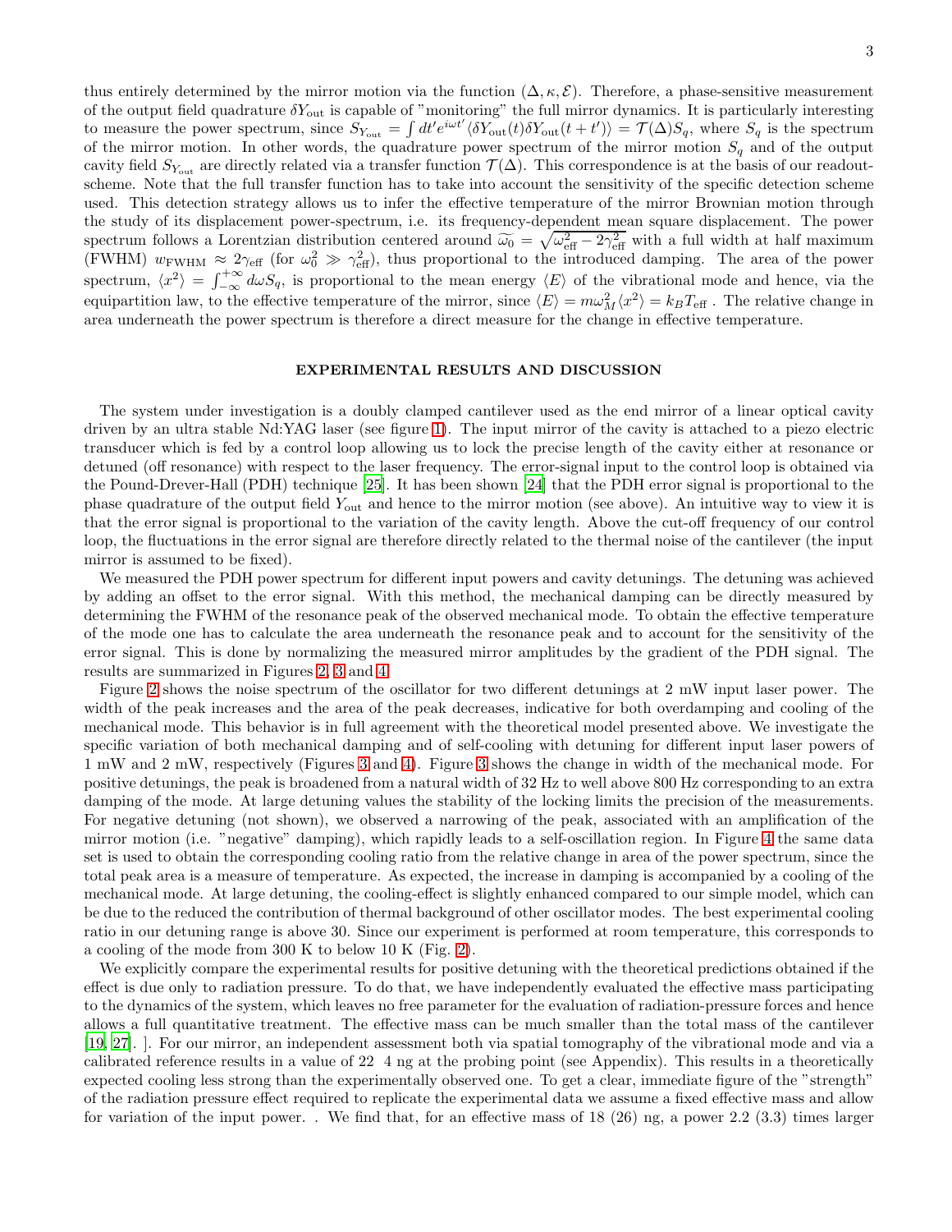thus entirely determined by the mirror motion via the function $(\Delta, \kappa, \mathcal{E})$. Therefore, a phase-sensitive measurement of the output field quadrature $\delta Y_{\rm out}$ is capable of "monitoring" the full mirror dynamics. It is particularly interesting to measure the power spectrum, since $S_{Y_{\rm out}} = \int dt' e^{i\omega t'} \langle \delta Y_{\rm out}(t) \delta Y_{\rm out}(t+t') \rangle = \mathcal{T}(\Delta) S_q$, where $S_q$ is the spectrum of the mirror motion. In other words, the quadrature power spectrum of the mirror motion $S_q$ and of the output cavity field $S_{Y_{\rm out}}$ are directly related via a transfer function $\mathcal{T}(\Delta)$. This correspondence is at the basis of our readout-scheme. Note that the full transfer function has to take into account the sensitivity of the specific detection scheme used. This detection strategy allows us to infer the effective temperature of the mirror Brownian motion through the study of its displacement power-spectrum, i.e. its frequency-dependent mean square displacement. The power spectrum follows a Lorentzian distribution centered around $\widetilde{\omega_0} = \sqrt{\omega_{\rm eff}^2 - 2\gamma_{\rm eff}^2}$ with a full width at half maximum (FWHM) $w_{\rm FWHM} \approx 2\gamma_{\rm eff}$ (for $\omega_0^2 \gg \gamma_{\rm eff}^2$), thus proportional to the introduced damping. The area of the power spectrum, $\langle x^2 \rangle = \int_{-\infty}^{+\infty} d\omega S_q$, is proportional to the mean energy $\langle E \rangle$ of the vibrational mode and hence, via the equipartition law, to the effective temperature of the mirror, since $\langle E \rangle = m\omega_M^2 \langle x^2 \rangle = k_B T_{\rm eff}$ . The relative change in area underneath the power spectrum is therefore a direct measure for the change in effective temperature.

## EXPERIMENTAL RESULTS AND DISCUSSION

The system under investigation is a doubly clamped cantilever used as the end mirror of a linear optical cavity driven by an ultra stable Nd:YAG laser (see figure 1). The input mirror of the cavity is attached to a piezo electric transducer which is fed by a control loop allowing us to lock the precise length of the cavity either at resonance or detuned (off resonance) with respect to the laser frequency. The error-signal input to the control loop is obtained via the Pound-Drever-Hall (PDH) technique [25]. It has been shown [24] that the PDH error signal is proportional to the phase quadrature of the output field $Y_{\rm out}$ and hence to the mirror motion (see above). An intuitive way to view it is that the error signal is proportional to the variation of the cavity length. Above the cut-off frequency of our control loop, the fluctuations in the error signal are therefore directly related to the thermal noise of the cantilever (the input mirror is assumed to be fixed).

We measured the PDH power spectrum for different input powers and cavity detunings. The detuning was achieved by adding an offset to the error signal. With this method, the mechanical damping can be directly measured by determining the FWHM of the resonance peak of the observed mechanical mode. To obtain the effective temperature of the mode one has to calculate the area underneath the resonance peak and to account for the sensitivity of the error signal. This is done by normalizing the measured mirror amplitudes by the gradient of the PDH signal. The results are summarized in Figures 2, 3 and 4.

Figure 2 shows the noise spectrum of the oscillator for two different detunings at 2 mW input laser power. The width of the peak increases and the area of the peak decreases, indicative for both overdamping and cooling of the mechanical mode. This behavior is in full agreement with the theoretical model presented above. We investigate the specific variation of both mechanical damping and of self-cooling with detuning for different input laser powers of 1 mW and 2 mW, respectively (Figures 3 and 4). Figure 3 shows the change in width of the mechanical mode. For positive detunings, the peak is broadened from a natural width of 32 Hz to well above 800 Hz corresponding to an extra damping of the mode. At large detuning values the stability of the locking limits the precision of the measurements. For negative detuning (not shown), we observed a narrowing of the peak, associated with an amplification of the mirror motion (i.e. "negative" damping), which rapidly leads to a self-oscillation region. In Figure 4 the same data set is used to obtain the corresponding cooling ratio from the relative change in area of the power spectrum, since the total peak area is a measure of temperature. As expected, the increase in damping is accompanied by a cooling of the mechanical mode. At large detuning, the cooling-effect is slightly enhanced compared to our simple model, which can be due to the reduced the contribution of thermal background of other oscillator modes. The best experimental cooling ratio in our detuning range is above 30. Since our experiment is performed at room temperature, this corresponds to a cooling of the mode from 300 K to below 10 K (Fig. 2).

We explicitly compare the experimental results for positive detuning with the theoretical predictions obtained if the effect is due only to radiation pressure. To do that, we have independently evaluated the effective mass participating to the dynamics of the system, which leaves no free parameter for the evaluation of radiation-pressure forces and hence allows a full quantitative treatment. The effective mass can be much smaller than the total mass of the cantilever [19, 27]. ]. For our mirror, an independent assessment both via spatial tomography of the vibrational mode and via a calibrated reference results in a value of 22 4 ng at the probing point (see Appendix). This results in a theoretically expected cooling less strong than the experimentally observed one. To get a clear, immediate figure of the "strength" of the radiation pressure effect required to replicate the experimental data we assume a fixed effective mass and allow for variation of the input power. . We find that, for an effective mass of 18 (26) ng, a power 2.2 (3.3) times larger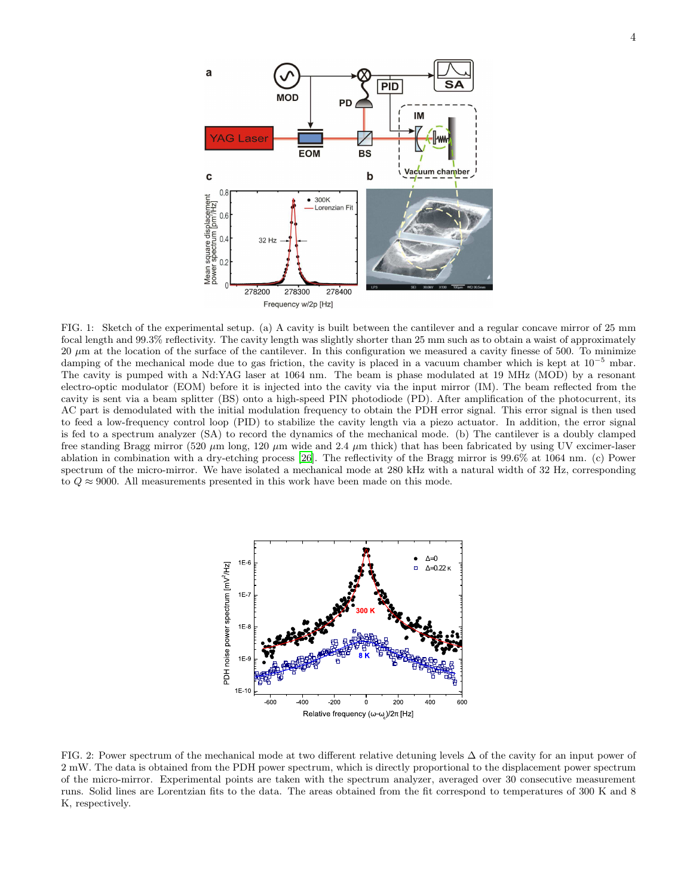FIG. 1: Sketch of the experimental setup. (a) A cavity is built between the cantilever and a regular concave mirror of 25 mm focal length and 99.3% reflectivity. The cavity length was slightly shorter than 25 mm such as to obtain a waist of approximately 20 $\mu$m at the location of the surface of the cantilever. In this configuration we measured a cavity finesse of 500. To minimize damping of the mechanical mode due to gas friction, the cavity is placed in a vacuum chamber which is kept at $10^{-5}$ mbar. The cavity is pumped with a Nd:YAG laser at 1064 nm. The beam is phase modulated at 19 MHz (MOD) by a resonant electro-optic modulator (EOM) before it is injected into the cavity via the input mirror (IM). The beam reflected from the cavity is sent via a beam splitter (BS) onto a high-speed PIN photodiode (PD). After amplification of the photocurrent, its AC part is demodulated with the initial modulation frequency to obtain the PDH error signal. This error signal is then used to feed a low-frequency control loop (PID) to stabilize the cavity length via a piezo actuator. In addition, the error signal is fed to a spectrum analyzer (SA) to record the dynamics of the mechanical mode. (b) The cantilever is a doubly clamped free standing Bragg mirror (520 $\mu$m long, 120 $\mu$m wide and 2.4 $\mu$m thick) that has been fabricated by using UV excimer-laser ablation in combination with a dry-etching process [26]. The reflectivity of the Bragg mirror is 99.6% at 1064 nm. (c) Power spectrum of the micro-mirror. We have isolated a mechanical mode at 280 kHz with a natural width of 32 Hz, corresponding to $Q \approx 9000$. All measurements presented in this work have made on this mode.

FIG. 2: Power spectrum of the mechanical mode at two different relative detuning levels $\Delta$ of the cavity for an input power of 2 mW. The data is obtained from the PDH power spectrum, which is directly proportional to the displacement power spectrum of the micro-mirror. Experimental points are taken with the spectrum analyzer, averaged over 30 consecutive measurement runs. Solid lines are Lorentzian fits to the data. The areas obtained from the fit correspond to temperatures of 300 K and 8 K, respectively.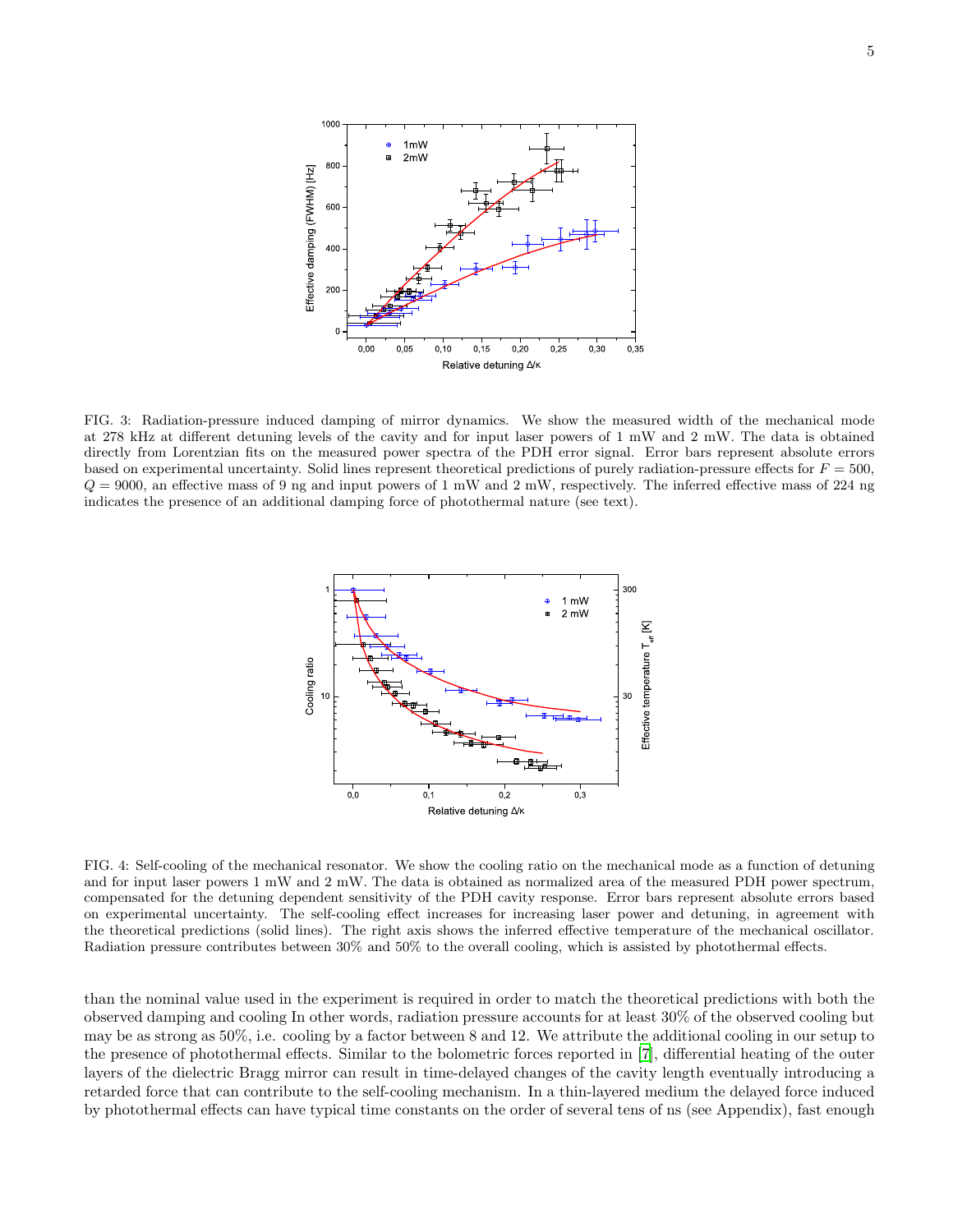FIG. 3: Radiation-pressure induced damping of mirror dynamics. We show the measured width of the mechanical mode at 278 kHz at different detuning levels of the cavity and for input laser powers of 1 mW and 2 mW. The data is obtained directly from Lorentzian fits on the measured power spectra of the PDH error signal. Error bars represent absolute errors based on experimental uncertainty. Solid lines represent theoretical predictions of purely radiation-pressure effects for $F = 500$, $Q = 9000$, an effective mass of 9 ng and input powers of 1 mW and 2 mW, respectively. The inferred effective mass of 224 ng indicates the presence of an additional damping force of photothermal nature (see text).

FIG. 4: Self-cooling of the mechanical resonator. We show the cooling ratio on the mechanical mode as a function of detuning and for input laser powers 1 mW and 2 mW. The data is obtained as normalized area of the measured PDH power spectrum, compensated for the detuning dependent sensitivity of the PDH cavity response. Error bars represent absolute errors based on experimental uncertainty. The self-cooling effect increases for increasing laser power and detuning, in agreement with the theoretical predictions (solid lines). The right axis shows the inferred effective temperature of the mechanical oscillator. Radiation pressure contributes between 30% and 50% to the overall cooling, which is assisted by photothermal effects.

than the nominal value used in the experiment is required in order to match the theoretical predictions with both the observed damping and cooling In other words, radiation pressure accounts for at least 30% of the observed cooling but may be as strong as 50%, i.e. cooling by a factor between 8 and 12. We attribute the additional cooling in our setup to the presence of photothermal effects. Similar to the bolometric forces reported in [7], differential heating of the outer layers of the dielectric Bragg mirror can result in time-delayed changes of the cavity length eventually introducing a retarded force that can contribute to the self-cooling mechanism. In a thin-layered medium the delayed force induced by photothermal effects can have typical time constants on the order of several tens of ns (see Appendix), fast enough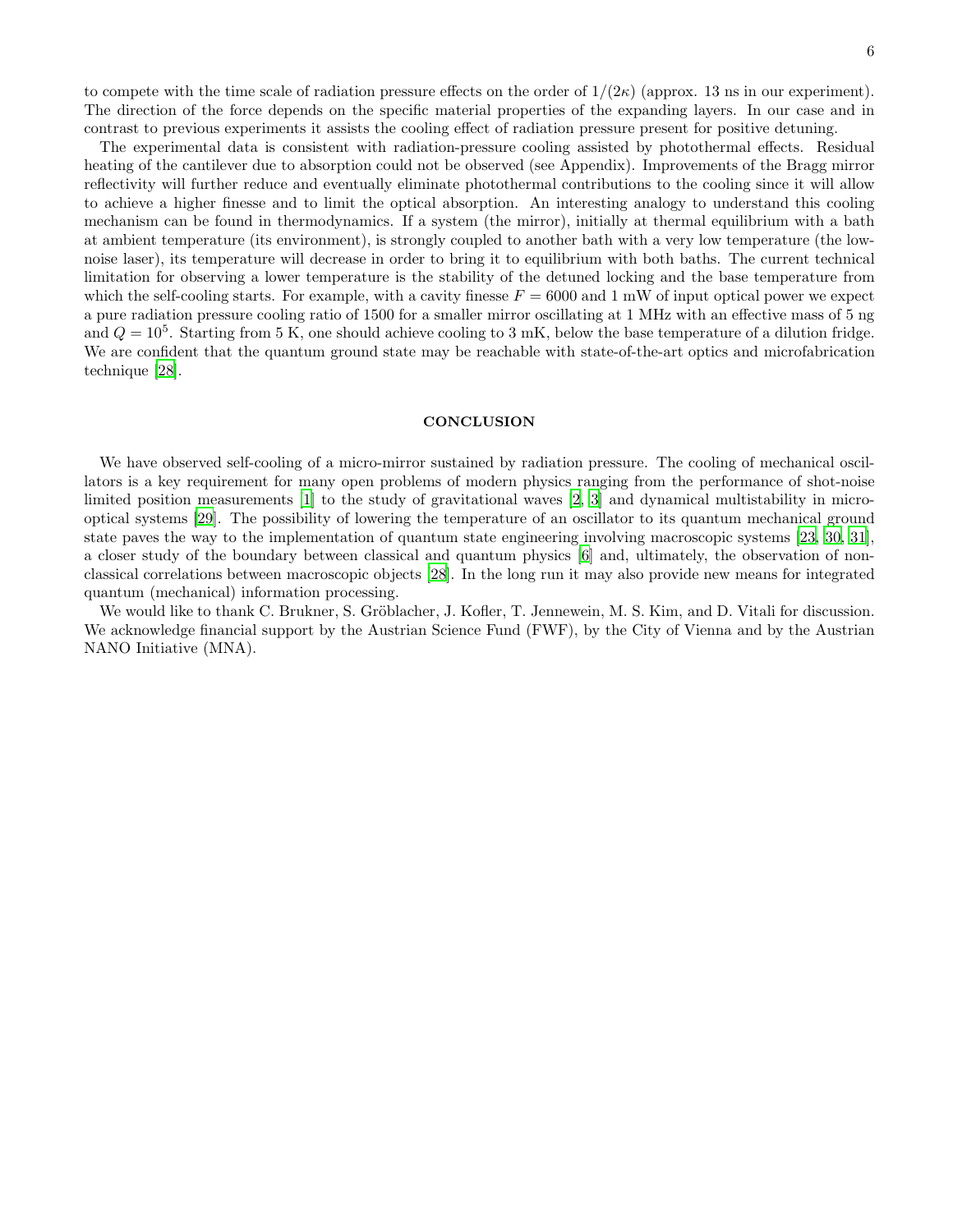to compete with the time scale of radiation pressure effects on the order of $1/(2\kappa)$ (approx. 13 ns in our experiment). The direction of the force depends on the specific material properties of the expanding layers. In our case and in contrast to previous experiments it assists the cooling effect of radiation pressure present for positive detuning.

The experimental data is consistent with radiation-pressure cooling assisted by photothermal effects. Residual heating of the cantilever due to absorption could not be observed (see Appendix). Improvements of the Bragg mirror reflectivity will further reduce and eventually eliminate photothermal contributions to the cooling since it will allow to achieve a higher finesse and to limit the optical absorption. An interesting analogy to understand this cooling mechanism can be found in thermodynamics. If a system (the mirror), initially at thermal equilibrium with a bath at ambient temperature (its environment), is strongly coupled to another bath with a very low temperature (the low-noise laser), its temperature will decrease in order to bring it to equilibrium with both baths. The current technical limitation for observing a lower temperature is the stability of the detuned locking and the base temperature from which the self-cooling starts. For example, with a cavity finesse $F = 6000$ and 1 mW of input optical power we expect a pure radiation pressure cooling ratio of 1500 for a smaller mirror oscillating at 1 MHz with an effective mass of 5 ng and $Q = 10^5$. Starting from 5 K, one should achieve cooling to 3 mK, below the base temperature of a dilution fridge. We are confident that the quantum ground state may be reachable with state-of-the-art optics and microfabrication technique [28].

## CONCLUSION

We have observed self-cooling of a micro-mirror sustained by radiation pressure. The cooling of mechanical oscillators is a key requirement for many open problems of modern physics ranging from the performance of shot-noise limited position measurements [1] to the study of gravitational waves [2, 3] and dynamical multistability in micro-optical systems [29]. The possibility of lowering the temperature of an oscillator to its quantum mechanical ground state paves the way to the implementation of quantum state engineering involving macroscopic systems [23, 30, 31], a closer study of the boundary between classical and quantum physics [6] and, ultimately, the observation of non-classical correlations between macroscopic objects [28]. In the long run it may also provide new means for integrated quantum (mechanical) information processing.

We would like to thank C. Brukner, S. Gröblacher, J. Kofler, T. Jennewein, M. S. Kim, and D. Vitali for discussion. We acknowledge financial support by the Austrian Science Fund (FWF), by the City of Vienna and by the Austrian NANO Initiative (MNA).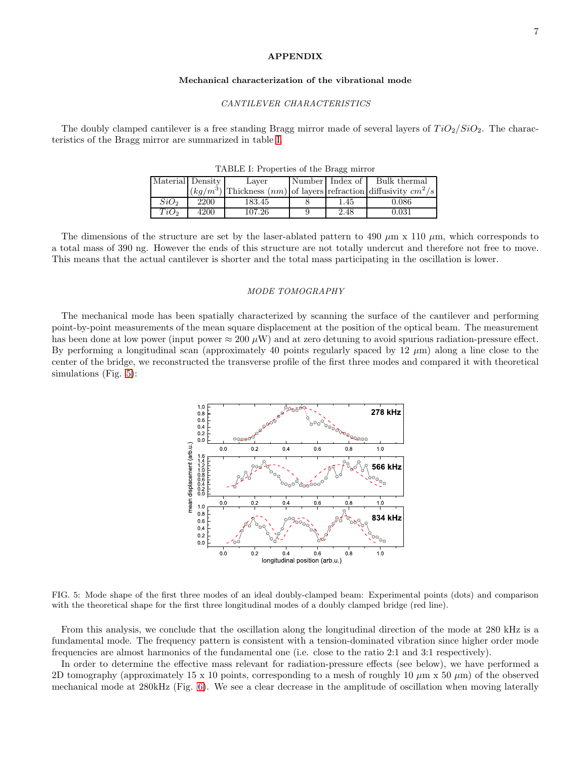# APPENDIX

## Mechanical characterization of the vibrational mode

### *CANTILEVER CHARACTERISTICS*

The doubly clamped cantilever is a free standing Bragg mirror made of several layers of $TiO_2/SiO_2$. The characteristics of the Bragg mirror are summarized in table I.

TABLE I: Properties of the Bragg mirror

| Material | Density $(kg/m^3)$ | Layer Thickness $(nm)$ | Number of layers | Index of refraction | Bulk thermal diffusivity $cm^2/s$ |
|---|---|---|---|---|---|
| $SiO_2$ | 2200 | 183.45 | 8 | 1.45 | 0.086 |
| $TiO_2$ | 4200 | 107.26 | 9 | 2.48 | 0.031 |

The dimensions of the structure are set by the laser-ablated pattern to 490 $\mu$m x 110 $\mu$m, which corresponds to a total mass of 390 ng. However the ends of this structure are not totally undercut and therefore not free to move. This means that the actual cantilever is shorter and the total mass participating in the oscillation is lower.

### *MODE TOMOGRAPHY*

The mechanical mode has been spatially characterized by scanning the surface of the cantilever and performing point-by-point measurements of the mean square displacement at the position of the optical beam. The measurement has been done at low power (input power $\approx 200\ \mu$W) and at zero detuning to avoid spurious radiation-pressure effect. By performing a longitudinal scan (approximately 40 points regularly spaced by 12 $\mu$m) along a line close to the center of the bridge, we reconstructed the transverse profile of the first three modes and compared it with theoretical simulations (Fig. 5):

FIG. 5: Mode shape of the first three modes of an ideal doubly-clamped beam: Experimental points (dots) and comparison with the theoretical shape for the first three longitudinal modes of a doubly clamped bridge (red line).

From this analysis, we conclude that the oscillation along the longitudinal direction of the mode at 280 kHz is a fundamental mode. The frequency pattern is consistent with a tension-dominated vibration since higher order mode frequencies are almost harmonics of the fundamental one (i.e. close to the ratio 2:1 and 3:1 respectively).

In order to determine the effective mass relevant for radiation-pressure effects (see below), we have performed a 2D tomography (approximately 15 x 10 points, corresponding to a mesh of roughly 10 $\mu$m x 50 $\mu$m) of the observed mechanical mode at 280kHz (Fig. 6). We see a clear decrease in the amplitude of oscillation when moving laterally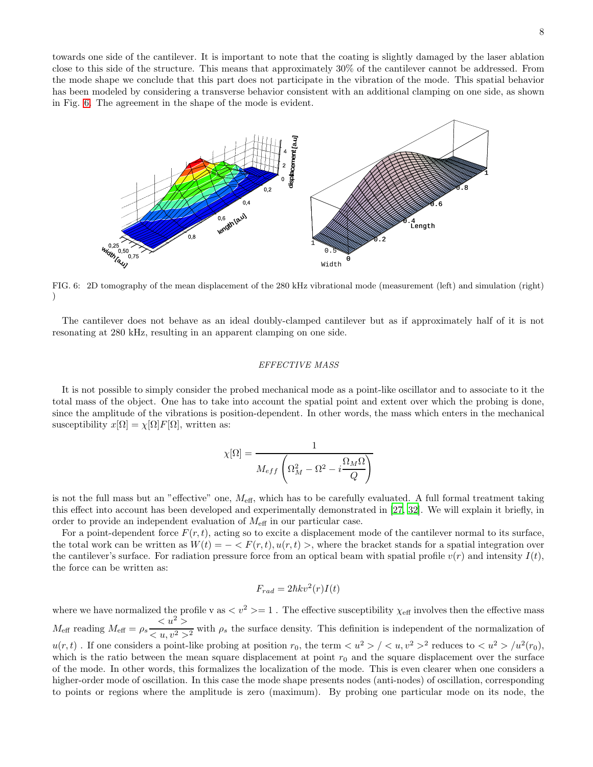towards one side of the cantilever. It is important to note that the coating is slightly damaged by the laser ablation close to this side of the structure. This means that approximately 30% of the cantilever cannot be addressed. From the mode shape we conclude that this part does not participate in the vibration of the mode. This spatial behavior has been modeled by considering a transverse behavior consistent with an additional clamping on one side, as shown in Fig. 6. The agreement in the shape of the mode is evident.

FIG. 6: 2D tomography of the mean displacement of the 280 kHz vibrational mode (measurement (left) and simulation (right) )

The cantilever does not behave as an ideal doubly-clamped cantilever but as if approximately half of it is not resonating at 280 kHz, resulting in an apparent clamping on one side.

## *EFFECTIVE MASS*

It is not possible to simply consider the probed mechanical mode as a point-like oscillator and to associate to it the total mass of the object. One has to take into account the spatial point and extent over which the probing is done, since the amplitude of the vibrations is position-dependent. In other words, the mass which enters in the mechanical susceptibility $x[\Omega] = \chi[\Omega]F[\Omega]$, written as:

$$\chi[\Omega] = \frac{1}{M_{eff}\left(\Omega_M^2 - \Omega^2 - i\dfrac{\Omega_M \Omega}{Q}\right)}$$

is not the full mass but an "effective" one, $M_{\text{eff}}$, which has to be carefully evaluated. A full formal treatment taking this effect into account has been developed and experimentally demonstrated in [27, 32]. We will explain it briefly, in order to provide an independent evaluation of $M_{\text{eff}}$ in our particular case.

For a point-dependent force $F(r,t)$, acting so to excite a displacement mode of the cantilever normal to its surface, the total work can be written as $W(t) = - < F(r,t), u(r,t) >$, where the bracket stands for a spatial integration over the cantilever's surface. For radiation pressure force from an optical beam with spatial profile $v(r)$ and intensity $I(t)$, the force can be written as:

$$F_{rad} = 2\hbar k v^2(r) I(t)$$

where we have normalized the profile v as $< v^2 >= 1$ . The effective susceptibility $\chi_{\text{eff}}$ involves then the effective mass $M_{\text{eff}}$ reading $M_{\text{eff}} = \rho_s \dfrac{< u^2 >}{< u, v^2 >^2}$ with $\rho_s$ the surface density. This definition is independent of the normalization of $u(r,t)$ . If one considers a point-like probing at position $r_0$, the term $< u^2 > / < u, v^2 >^2$ reduces to $< u^2 > /u^2(r_0)$, which is the ratio between the mean square displacement at point $r_0$ and the square displacement over the surface of the mode. In other words, this formalizes the localization of the mode. This is even clearer when one considers a higher-order mode of oscillation. In this case the mode shape presents nodes (anti-nodes) of oscillation, corresponding to points or regions where the amplitude is zero (maximum). By probing one particular mode on its node, the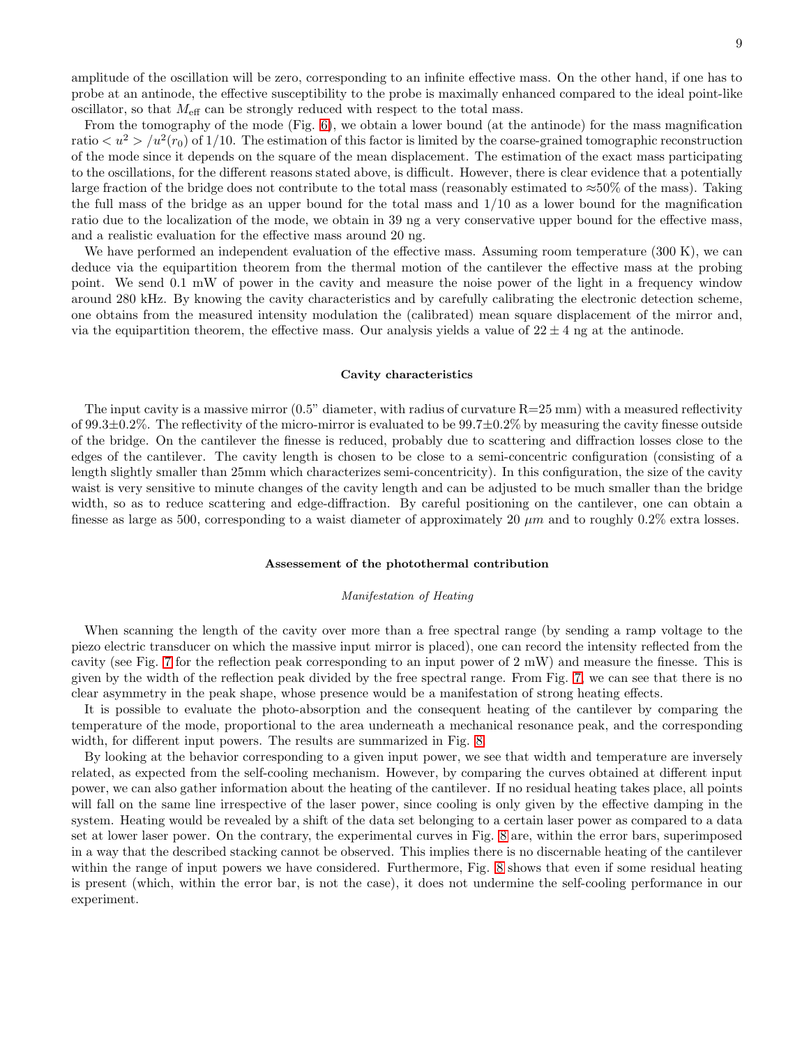amplitude of the oscillation will be zero, corresponding to an infinite effective mass. On the other hand, if one has to probe at an antinode, the effective susceptibility to the probe is maximally enhanced compared to the ideal point-like oscillator, so that $M_{\rm eff}$ can be strongly reduced with respect to the total mass.

From the tomography of the mode (Fig. 6), we obtain a lower bound (at the antinode) for the mass magnification ratio $< u^2 > /u^2(r_0)$ of 1/10. The estimation of this factor is limited by the coarse-grained tomographic reconstruction of the mode since it depends on the square of the mean displacement. The estimation of the exact mass participating to the oscillations, for the different reasons stated above, is difficult. However, there is clear evidence that a potentially large fraction of the bridge does not contribute to the total mass (reasonably estimated to ≈50% of the mass). Taking the full mass of the bridge as an upper bound for the total mass and 1/10 as a lower bound for the magnification ratio due to the localization of the mode, we obtain in 39 ng a very conservative upper bound for the effective mass, and a realistic evaluation for the effective mass around 20 ng.

We have performed an independent evaluation of the effective mass. Assuming room temperature (300 K), we can deduce via the equipartition theorem from the thermal motion of the cantilever the effective mass at the probing point. We send 0.1 mW of power in the cavity and measure the noise power of the light in a frequency window around 280 kHz. By knowing the cavity characteristics and by carefully calibrating the electronic detection scheme, one obtains from the measured intensity modulation the (calibrated) mean square displacement of the mirror and, via the equipartition theorem, the effective mass. Our analysis yields a value of $22 \pm 4$ ng at the antinode.

## Cavity characteristics

The input cavity is a massive mirror (0.5" diameter, with radius of curvature R=25 mm) with a measured reflectivity of 99.3±0.2%. The reflectivity of the micro-mirror is evaluated to be 99.7±0.2% by measuring the cavity finesse outside of the bridge. On the cantilever the finesse is reduced, probably due to scattering and diffraction losses close to the edges of the cantilever. The cavity length is chosen to be close to a semi-concentric configuration (consisting of a length slightly smaller than 25mm which characterizes semi-concentricity). In this configuration, the size of the cavity waist is very sensitive to minute changes of the cavity length and can be adjusted to be much smaller than the bridge width, so as to reduce scattering and edge-diffraction. By careful positioning on the cantilever, one can obtain a finesse as large as 500, corresponding to a waist diameter of approximately 20 $\mu m$ and to roughly 0.2% extra losses.

## Assessement of the photothermal contribution

### *Manifestation of Heating*

When scanning the length of the cavity over more than a free spectral range (by sending a ramp voltage to the piezo electric transducer on which the massive input mirror is placed), one can record the intensity reflected from the cavity (see Fig. 7 for the reflection peak corresponding to an input power of 2 mW) and measure the finesse. This is given by the width of the reflection peak divided by the free spectral range. From Fig. 7, we can see that there is no clear asymmetry in the peak shape, whose presence would be a manifestation of strong heating effects.

It is possible to evaluate the photo-absorption and the consequent heating of the cantilever by comparing the temperature of the mode, proportional to the area underneath a mechanical resonance peak, and the corresponding width, for different input powers. The results are summarized in Fig. 8.

By looking at the behavior corresponding to a given input power, we see that width and temperature are inversely related, as expected from the self-cooling mechanism. However, by comparing the curves obtained at different input power, we can also gather information about the heating of the cantilever. If no residual heating takes place, all points will fall on the same line irrespective of the laser power, since cooling is only given by the effective damping in the system. Heating would be revealed by a shift of the data set belonging to a certain laser power as compared to a data set at lower laser power. On the contrary, the experimental curves in Fig. 8 are, within the error bars, superimposed in a way that the described stacking cannot be observed. This implies there is no discernable heating of the cantilever within the range of input powers we have considered. Furthermore, Fig. 8 shows that even if some residual heating is present (which, within the error bar, is not the case), it does not undermine the self-cooling performance in our experiment.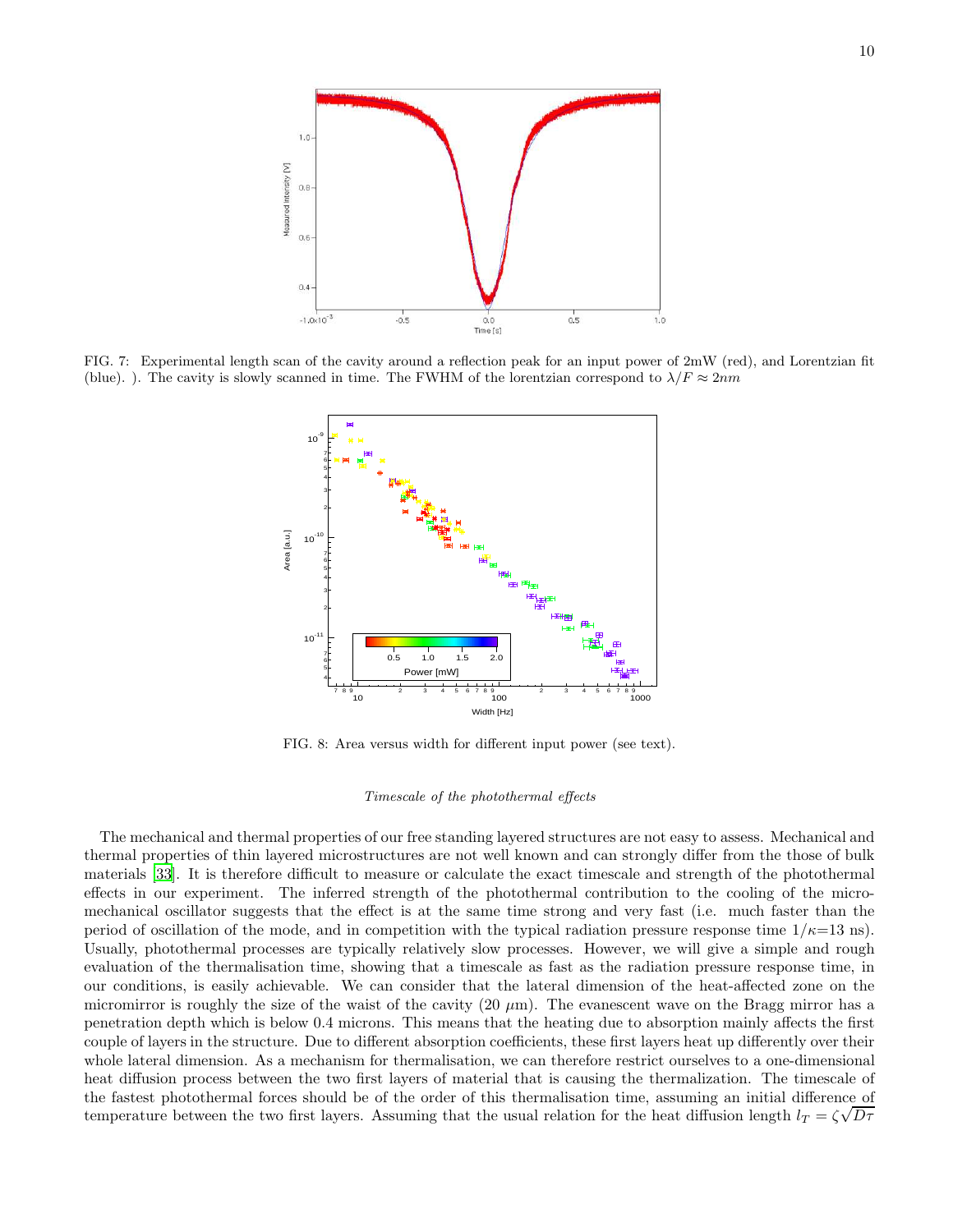FIG. 7: Experimental length scan of the cavity around a reflection peak for an input power of 2mW (red), and Lorentzian fit (blue). ). The cavity is slowly scanned in time. The FWHM of the lorentzian correspond to $\lambda/F \approx 2nm$

FIG. 8: Area versus width for different input power (see text).

*Timescale of the photothermal effects*

The mechanical and thermal properties of our free standing layered structures are not easy to assess. Mechanical and thermal properties of thin layered microstructures are not well known and can strongly differ from the those of bulk materials [33]. It is therefore difficult to measure or calculate the exact timescale and strength of the photothermal effects in our experiment. The inferred strength of the photothermal contribution to the cooling of the micro-mechanical oscillator suggests that the effect is at the same time strong and very fast (i.e. much faster than the period of oscillation of the mode, and in competition with the typical radiation pressure response time $1/\kappa$=13 ns). Usually, photothermal processes are typically relatively slow processes. However, we will give a simple and rough evaluation of the thermalisation time, showing that a timescale as fast as the radiation pressure response time, in our conditions, is easily achievable. We can consider that the lateral dimension of the heat-affected zone on the micromirror is roughly the size of the waist of the cavity (20 $\mu$m). The evanescent wave on the Bragg mirror has a penetration depth which is below 0.4 microns. This means that the heating due to absorption mainly affects the first couple of layers in the structure. Due to different absorption coefficients, these first layers heat up differently over their whole lateral dimension. As a mechanism for thermalisation, we can therefore restrict ourselves to a one-dimensional heat diffusion process between the two first layers of material that is causing the thermalization. The timescale of the fastest photothermal forces should be of the order of this thermalisation time, assuming an initial difference of temperature between the two first layers. Assuming that the usual relation for the heat diffusion length $l_T = \zeta\sqrt{D\tau}$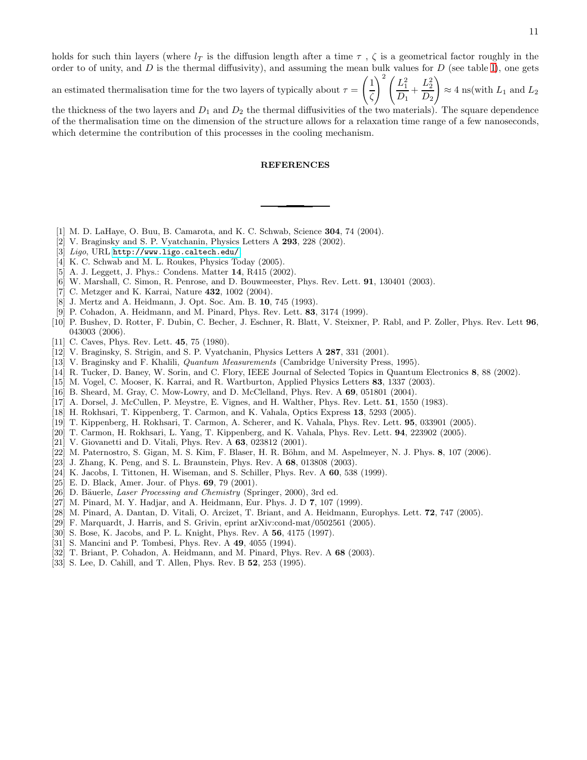holds for such thin layers (where $l_T$ is the diffusion length after a time $\tau$ , $\zeta$ is a geometrical factor roughly in the order to of unity, and $D$ is the thermal diffusivity), and assuming the mean bulk values for $D$ (see table I), one gets an estimated thermalisation time for the two layers of typically about $\tau = \left(\frac{1}{\zeta}\right)^2 \left(\frac{L_1^2}{D_1} + \frac{L_2^2}{D_2}\right) \approx 4$ ns(with $L_1$ and $L_2$ the thickness of the two layers and $D_1$ and $D_2$ the thermal diffusivities of the two materials). The square dependence of the thermalisation time on the dimension of the structure allows for a relaxation time range of a few nanoseconds, which determine the contribution of this processes in the cooling mechanism.

## REFERENCES

---

[1] M. D. LaHaye, O. Buu, B. Camarota, and K. C. Schwab, Science **304**, 74 (2004).
[2] V. Braginsky and S. P. Vyatchanin, Physics Letters A **293**, 228 (2002).
[3] *Ligo*, URL http://www.ligo.caltech.edu/
[4] K. C. Schwab and M. L. Roukes, Physics Today (2005).
[5] A. J. Leggett, J. Phys.: Condens. Matter **14**, R415 (2002).
[6] W. Marshall, C. Simon, R. Penrose, and D. Bouwmeester, Phys. Rev. Lett. **91**, 130401 (2003).
[7] C. Metzger and K. Karrai, Nature **432**, 1002 (2004).
[8] J. Mertz and A. Heidmann, J. Opt. Soc. Am. B. **10**, 745 (1993).
[9] P. Cohadon, A. Heidmann, and M. Pinard, Phys. Rev. Lett. **83**, 3174 (1999).
[10] P. Bushev, D. Rotter, F. Dubin, C. Becher, J. Eschner, R. Blatt, V. Steixner, P. Rabl, and P. Zoller, Phys. Rev. Lett **96**, 043003 (2006).
[11] C. Caves, Phys. Rev. Lett. **45**, 75 (1980).
[12] V. Braginsky, S. Strigin, and S. P. Vyatchanin, Physics Letters A **287**, 331 (2001).
[13] V. Braginsky and F. Khalili, *Quantum Measurements* (Cambridge University Press, 1995).
[14] R. Tucker, D. Baney, W. Sorin, and C. Flory, IEEE Journal of Selected Topics in Quantum Electronics **8**, 88 (2002).
[15] M. Vogel, C. Mooser, K. Karrai, and R. Wartburton, Applied Physics Letters **83**, 1337 (2003).
[16] B. Sheard, M. Gray, C. Mow-Lowry, and D. McClelland, Phys. Rev. A **69**, 051801 (2004).
[17] A. Dorsel, J. McCullen, P. Meystre, E. Vignes, and H. Walther, Phys. Rev. Lett. **51**, 1550 (1983).
[18] H. Rokhsari, T. Kippenberg, T. Carmon, and K. Vahala, Optics Express **13**, 5293 (2005).
[19] T. Kippenberg, H. Rokhsari, T. Carmon, A. Scherer, and K. Vahala, Phys. Rev. Lett. **95**, 033901 (2005).
[20] T. Carmon, H. Rokhsari, L. Yang, T. Kippenberg, and K. Vahala, Phys. Rev. Lett. **94**, 223902 (2005).
[21] V. Giovanetti and D. Vitali, Phys. Rev. A **63**, 023812 (2001).
[22] M. Paternostro, S. Gigan, M. S. Kim, F. Blaser, H. R. Böhm, and M. Aspelmeyer, N. J. Phys. **8**, 107 (2006).
[23] J. Zhang, K. Peng, and S. L. Braunstein, Phys. Rev. A **68**, 013808 (2003).
[24] K. Jacobs, I. Tittonen, H. Wiseman, and S. Schiller, Phys. Rev. A **60**, 538 (1999).
[25] E. D. Black, Amer. Jour. of Phys. **69**, 79 (2001).
[26] D. Bäuerle, *Laser Processing and Chemistry* (Springer, 2000), 3rd ed.
[27] M. Pinard, M. Y. Hadjar, and A. Heidmann, Eur. Phys. J. D **7**, 107 (1999).
[28] M. Pinard, A. Dantan, D. Vitali, O. Arcizet, T. Briant, and A. Heidmann, Europhys. Lett. **72**, 747 (2005).
[29] F. Marquardt, J. Harris, and S. Grivin, eprint arXiv:cond-mat/0502561 (2005).
[30] S. Bose, K. Jacobs, and P. L. Knight, Phys. Rev. A **56**, 4175 (1997).
[31] S. Mancini and P. Tombesi, Phys. Rev. A **49**, 4055 (1994).
[32] T. Briant, P. Cohadon, A. Heidmann, and M. Pinard, Phys. Rev. A **68** (2003).
[33] S. Lee, D. Cahill, and T. Allen, Phys. Rev. B **52**, 253 (1995).